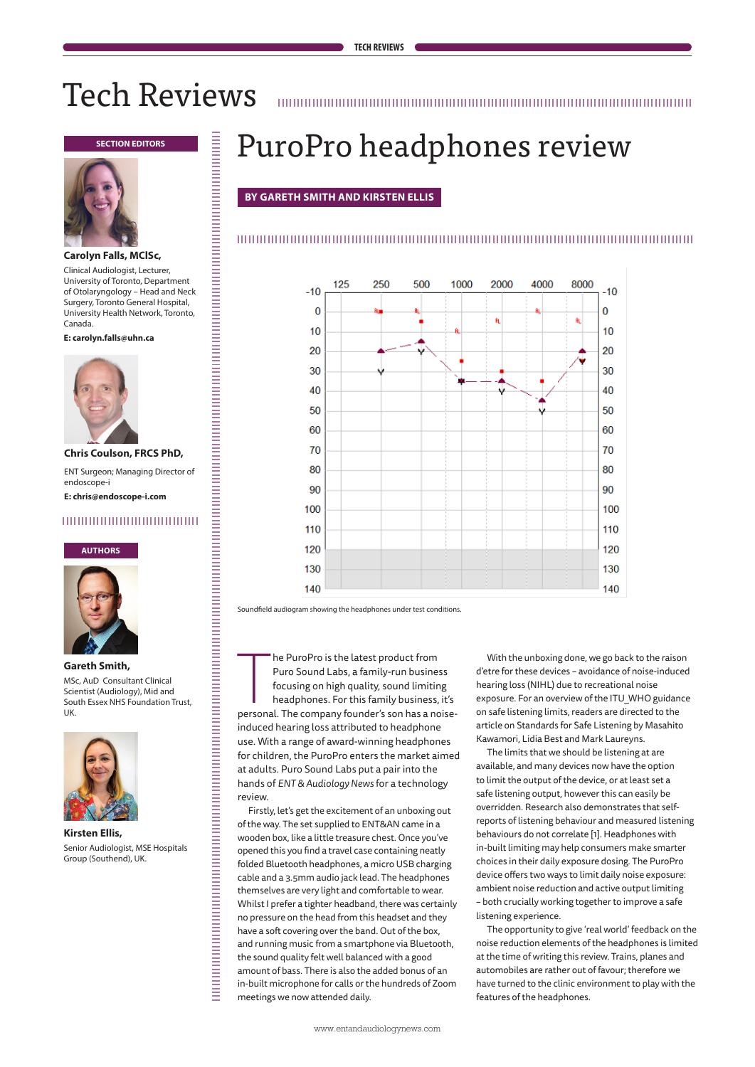# Tech Reviews

## SECTION EDITORS

**Carolyn Falls, MClSc,**

Clinical Audiologist, Lecturer, University of Toronto, Department of Otolaryngology – Head and Neck Surgery, Toronto General Hospital, University Health Network, Toronto, Canada.

**E: carolyn.falls@uhn.ca**

**Chris Coulson, FRCS PhD,**

ENT Surgeon; Managing Director of endoscope-i

**E: chris@endoscope-i.com**

## AUTHORS

**Gareth Smith,**

MSc, AuD Consultant Clinical Scientist (Audiology), Mid and South Essex NHS Foundation Trust, UK.

**Kirsten Ellis,**

Senior Audiologist, MSE Hospitals Group (Southend), UK.

# PuroPro headphones review

**BY GARETH SMITH AND KIRSTEN ELLIS**

125 250 500 1000 2000 4000 8000

-10 0 10 20 30 40 50 60 70 80 90 100 110 120 130 140

Soundfield audiogram showing the headphones under test conditions.

The PuroPro is the latest product from Puro Sound Labs, a family-run business focusing on high quality, sound limiting headphones. For this family business, it's personal. The company founder's son has a noise-induced hearing loss attributed to headphone use. With a range of award-winning headphones for children, the PuroPro enters the market aimed at adults. Puro Sound Labs put a pair into the hands of *ENT & Audiology News* for a technology review.

Firstly, let's get the excitement of an unboxing out of the way. The set supplied to ENT&AN came in a wooden box, like a little treasure chest. Once you've opened this you find a travel case containing neatly folded Bluetooth headphones, a micro USB charging cable and a 3.5mm audio jack lead. The headphones themselves are very light and comfortable to wear. Whilst I prefer a tighter headband, there was certainly no pressure on the head from this headset and they have a soft covering over the band. Out of the box, and running music from a smartphone via Bluetooth, the sound quality felt well balanced with a good amount of bass. There is also the added bonus of an in-built microphone for calls or the hundreds of Zoom meetings we now attended daily.

With the unboxing done, we go back to the raison d'etre for these devices – avoidance of noise-induced hearing loss (NIHL) due to recreational noise exposure. For an overview of the ITU_WHO guidance on safe listening limits, readers are directed to the article on Standards for Safe Listening by Masahito Kawamori, Lidia Best and Mark Laureyns.

The limits that we should be listening at are available, and many devices now have the option to limit the output of the device, or at least set a safe listening output, however this can easily be overridden. Research also demonstrates that self-reports of listening behaviour and measured listening behaviours do not correlate [1]. Headphones with in-built limiting may help consumers make smarter choices in their daily exposure dosing. The PuroPro device offers two ways to limit daily noise exposure: ambient noise reduction and active output limiting – both crucially working together to improve a safe listening experience.

The opportunity to give 'real world' feedback on the noise reduction elements of the headphones is limited at the time of writing this review. Trains, planes and automobiles are rather out of favour; therefore we have turned to the clinic environment to play with the features of the headphones.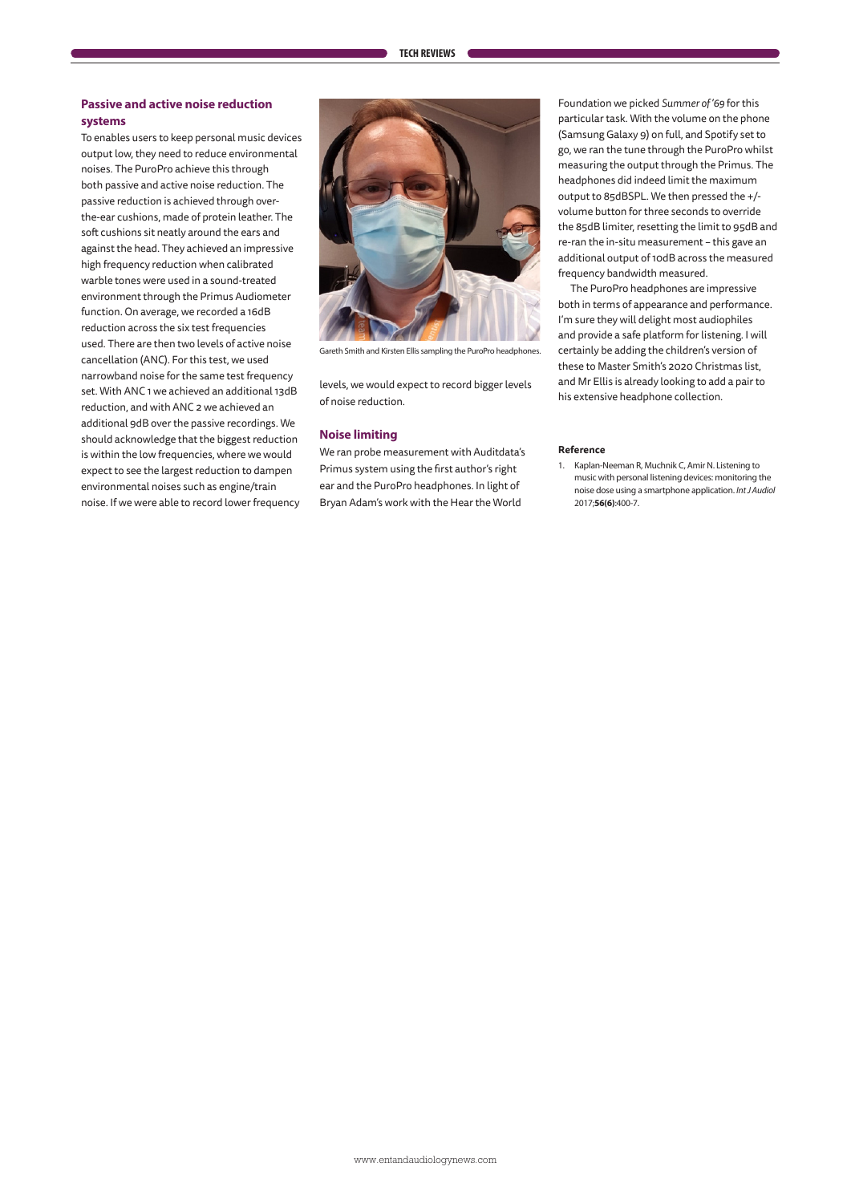## Passive and active noise reduction systems

To enables users to keep personal music devices output low, they need to reduce environmental noises. The PuroPro achieve this through both passive and active noise reduction. The passive reduction is achieved through over-the-ear cushions, made of protein leather. The soft cushions sit neatly around the ears and against the head. They achieved an impressive high frequency reduction when calibrated warble tones were used in a sound-treated environment through the Primus Audiometer function. On average, we recorded a 16dB reduction across the six test frequencies used. There are then two levels of active noise cancellation (ANC). For this test, we used narrowband noise for the same test frequency set. With ANC 1 we achieved an additional 13dB reduction, and with ANC 2 we achieved an additional 9dB over the passive recordings. We should acknowledge that the biggest reduction is within the low frequencies, where we would expect to see the largest reduction to dampen environmental noises such as engine/train noise. If we were able to record lower frequency levels, we would expect to record bigger levels of noise reduction.

Gareth Smith and Kirsten Ellis sampling the PuroPro headphones.

## Noise limiting

We ran probe measurement with Auditdata's Primus system using the first author's right ear and the PuroPro headphones. In light of Bryan Adam's work with the Hear the World Foundation we picked *Summer of '69* for this particular task. With the volume on the phone (Samsung Galaxy 9) on full, and Spotify set to go, we ran the tune through the PuroPro whilst measuring the output through the Primus. The headphones did indeed limit the maximum output to 85dBSPL. We then pressed the +/- volume button for three seconds to override the 85dB limiter, resetting the limit to 95dB and re-ran the in-situ measurement – this gave an additional output of 10dB across the measured frequency bandwidth measured.

The PuroPro headphones are impressive both in terms of appearance and performance. I'm sure they will delight most audiophiles and provide a safe platform for listening. I will certainly be adding the children's version of these to Master Smith's 2020 Christmas list, and Mr Ellis is already looking to add a pair to his extensive headphone collection.

### Reference

1. Kaplan-Neeman R, Muchnik C, Amir N. Listening to music with personal listening devices: monitoring the noise dose using a smartphone application. *Int J Audiol* 2017;**56(6)**:400-7.